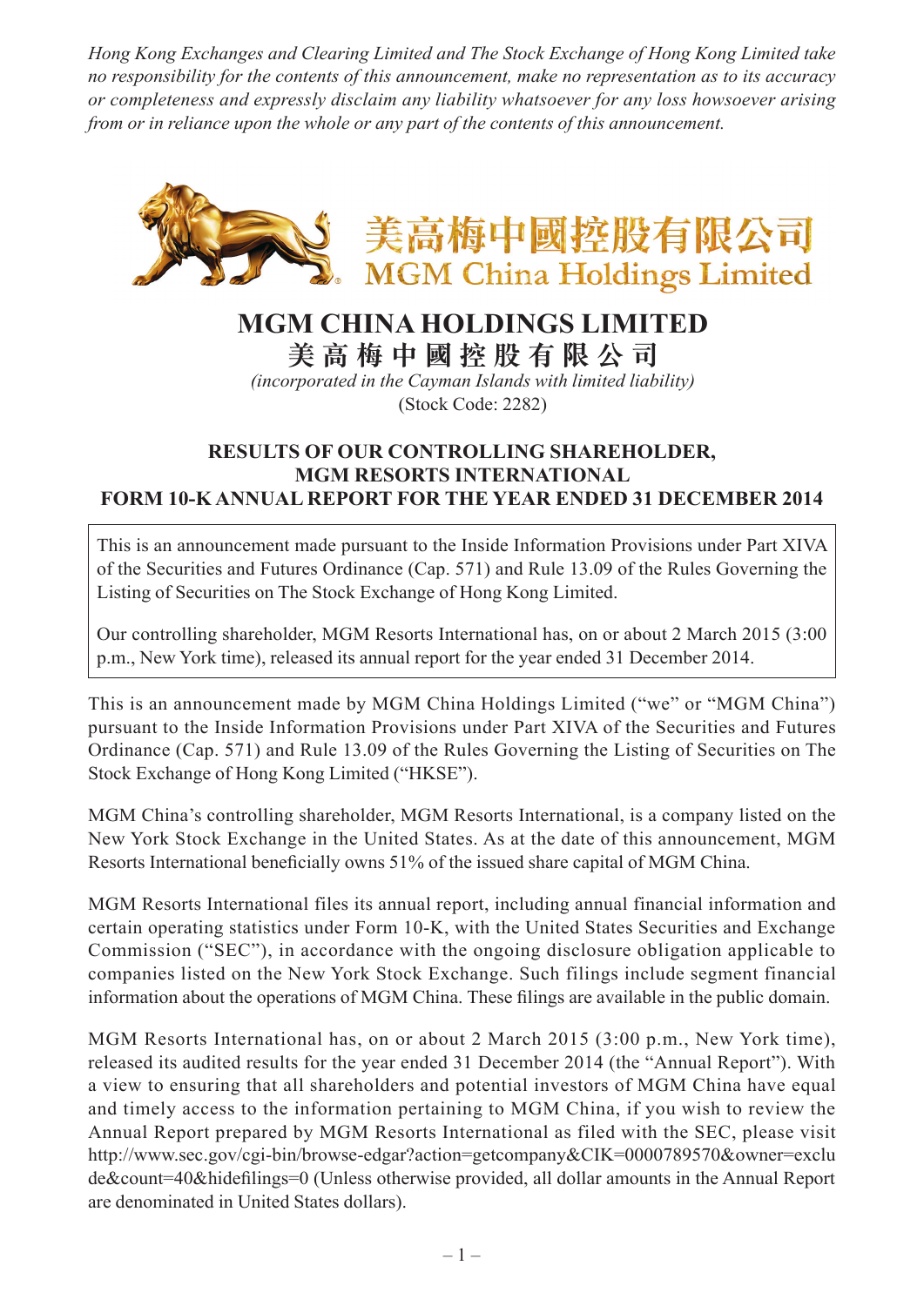*Hong Kong Exchanges and Clearing Limited and The Stock Exchange of Hong Kong Limited take no responsibility for the contents of this announcement, make no representation as to its accuracy or completeness and expressly disclaim any liability whatsoever for any loss howsoever arising from or in reliance upon the whole or any part of the contents of this announcement.*

美高梅中國控股有限公司
MGM China Holdings Limited

# MGM CHINA HOLDINGS LIMITED
# 美 高 梅 中 國 控 股 有 限 公 司

*(incorporated in the Cayman Islands with limited liability)*
(Stock Code: 2282)

## RESULTS OF OUR CONTROLLING SHAREHOLDER, MGM RESORTS INTERNATIONAL FORM 10-K ANNUAL REPORT FOR THE YEAR ENDED 31 DECEMBER 2014

This is an announcement made pursuant to the Inside Information Provisions under Part XIVA of the Securities and Futures Ordinance (Cap. 571) and Rule 13.09 of the Rules Governing the Listing of Securities on The Stock Exchange of Hong Kong Limited.

Our controlling shareholder, MGM Resorts International has, on or about 2 March 2015 (3:00 p.m., New York time), released its annual report for the year ended 31 December 2014.

This is an announcement made by MGM China Holdings Limited ("we" or "MGM China") pursuant to the Inside Information Provisions under Part XIVA of the Securities and Futures Ordinance (Cap. 571) and Rule 13.09 of the Rules Governing the Listing of Securities on The Stock Exchange of Hong Kong Limited ("HKSE").

MGM China's controlling shareholder, MGM Resorts International, is a company listed on the New York Stock Exchange in the United States. As at the date of this announcement, MGM Resorts International beneficially owns 51% of the issued share capital of MGM China.

MGM Resorts International files its annual report, including annual financial information and certain operating statistics under Form 10-K, with the United States Securities and Exchange Commission ("SEC"), in accordance with the ongoing disclosure obligation applicable to companies listed on the New York Stock Exchange. Such filings include segment financial information about the operations of MGM China. These filings are available in the public domain.

MGM Resorts International has, on or about 2 March 2015 (3:00 p.m., New York time), released its audited results for the year ended 31 December 2014 (the "Annual Report"). With a view to ensuring that all shareholders and potential investors of MGM China have equal and timely access to the information pertaining to MGM China, if you wish to review the Annual Report prepared by MGM Resorts International as filed with the SEC, please visit http://www.sec.gov/cgi-bin/browse-edgar?action=getcompany&CIK=0000789570&owner=exclude&count=40&hidefilings=0 (Unless otherwise provided, all dollar amounts in the Annual Report are denominated in United States dollars).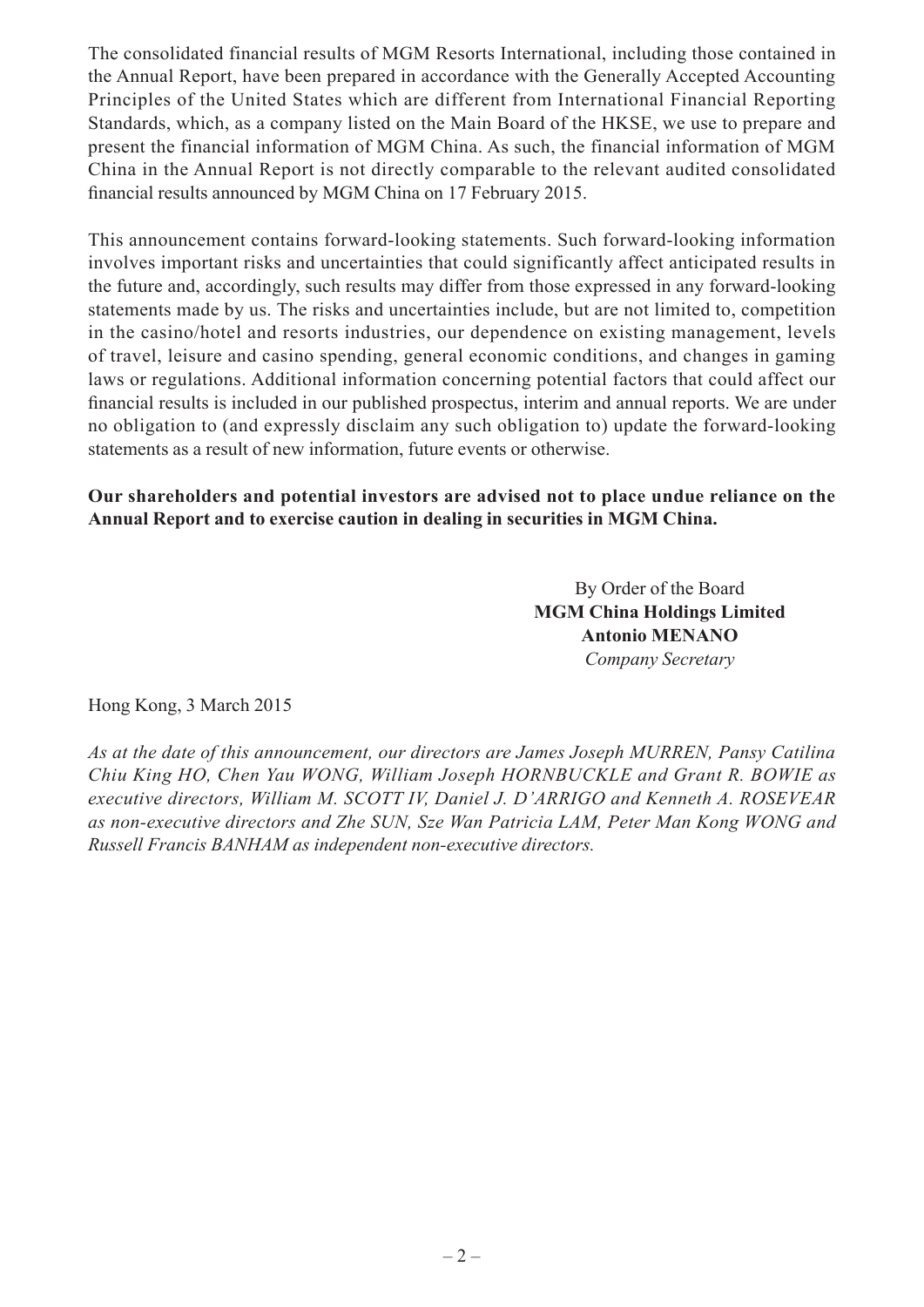The consolidated financial results of MGM Resorts International, including those contained in the Annual Report, have been prepared in accordance with the Generally Accepted Accounting Principles of the United States which are different from International Financial Reporting Standards, which, as a company listed on the Main Board of the HKSE, we use to prepare and present the financial information of MGM China. As such, the financial information of MGM China in the Annual Report is not directly comparable to the relevant audited consolidated financial results announced by MGM China on 17 February 2015.

This announcement contains forward-looking statements. Such forward-looking information involves important risks and uncertainties that could significantly affect anticipated results in the future and, accordingly, such results may differ from those expressed in any forward-looking statements made by us. The risks and uncertainties include, but are not limited to, competition in the casino/hotel and resorts industries, our dependence on existing management, levels of travel, leisure and casino spending, general economic conditions, and changes in gaming laws or regulations. Additional information concerning potential factors that could affect our financial results is included in our published prospectus, interim and annual reports. We are under no obligation to (and expressly disclaim any such obligation to) update the forward-looking statements as a result of new information, future events or otherwise.

**Our shareholders and potential investors are advised not to place undue reliance on the Annual Report and to exercise caution in dealing in securities in MGM China.**

By Order of the Board
**MGM China Holdings Limited**
**Antonio MENANO**
*Company Secretary*

Hong Kong, 3 March 2015

*As at the date of this announcement, our directors are James Joseph MURREN, Pansy Catilina Chiu King HO, Chen Yau WONG, William Joseph HORNBUCKLE and Grant R. BOWIE as executive directors, William M. SCOTT IV, Daniel J. D'ARRIGO and Kenneth A. ROSEVEAR as non-executive directors and Zhe SUN, Sze Wan Patricia LAM, Peter Man Kong WONG and Russell Francis BANHAM as independent non-executive directors.*